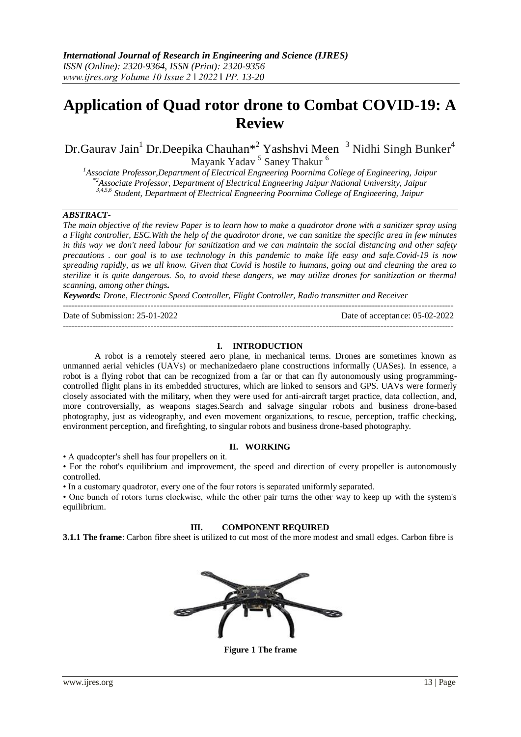# Application of Quad rotor drone to Combat COVID-19: A Review

Dr.Gaurav Jain[1] Dr.Deepika Chauhan*[2] Yashshvi Meen [3] Nidhi Singh Bunker[4] Mayank Yadav [5] Saney Thakur [6]

[1]Associate Professor,Department of Electrical Engneering Poornima College of Engineering, Jaipur
[*2]Associate Professor, Department of Electrical Engneering Jaipur National University, Jaipur
[3,4,5,6] Student, Department of Electrical Engneering Poornima College of Engineering, Jaipur

***ABSTRACT-***

*The main objective of the review Paper is to learn how to make a quadrotor drone with a sanitizer spray using a Flight controller, ESC.With the help of the quadrotor drone, we can sanitize the specific area in few minutes in this way we don't need labour for sanitization and we can maintain the social distancing and other safety precautions . our goal is to use technology in this pandemic to make life easy and safe.Covid-19 is now spreading rapidly, as we all know. Given that Covid is hostile to humans, going out and cleaning the area to sterilize it is quite dangerous. So, to avoid these dangers, we may utilize drones for sanitization or thermal scanning, among other things.*

***Keywords:*** *Drone, Electronic Speed Controller, Flight Controller, Radio transmitter and Receiver*

---

Date of Submission: 25-01-2022 Date of acceptance: 05-02-2022

---

## I. INTRODUCTION

A robot is a remotely steered aero plane, in mechanical terms. Drones are sometimes known as unmanned aerial vehicles (UAVs) or mechanizedaero plane constructions informally (UASes). In essence, a robot is a flying robot that can be recognized from a far or that can fly autonomously using programming-controlled flight plans in its embedded structures, which are linked to sensors and GPS. UAVs were formerly closely associated with the military, when they were used for anti-aircraft target practice, data collection, and, more controversially, as weapons stages.Search and salvage singular robots and business drone-based photography, just as videography, and even movement organizations, to rescue, perception, traffic checking, environment perception, and firefighting, to singular robots and business drone-based photography.

## II. WORKING

- A quadcopter's shell has four propellers on it.
- For the robot's equilibrium and improvement, the speed and direction of every propeller is autonomously controlled.
- In a customary quadrotor, every one of the four rotors is separated uniformly separated.
- One bunch of rotors turns clockwise, while the other pair turns the other way to keep up with the system's equilibrium.

## III. COMPONENT REQUIRED

**3.1.1 The frame**: Carbon fibre sheet is utilized to cut most of the more modest and small edges. Carbon fibre is

**Figure 1 The frame**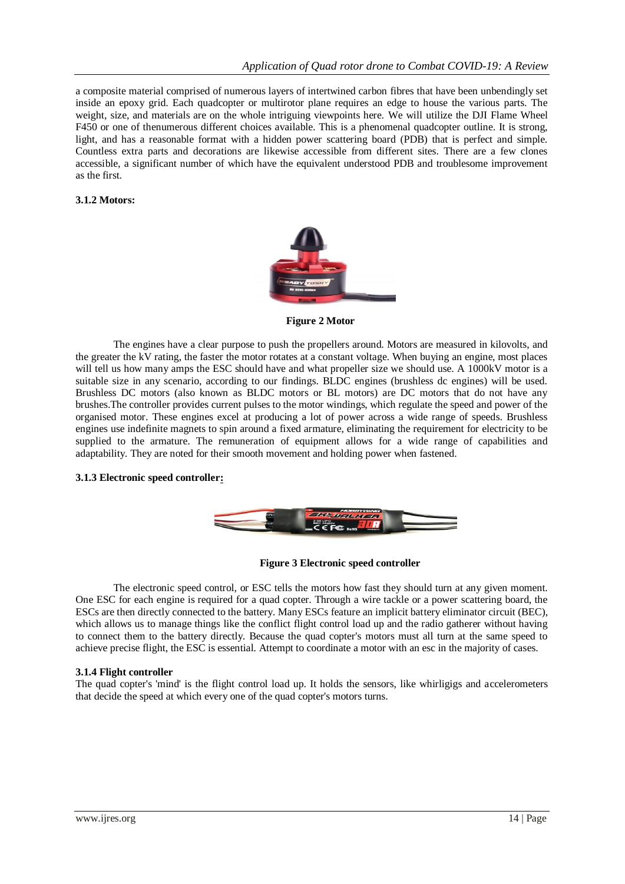a composite material comprised of numerous layers of intertwined carbon fibres that have been unbendingly set inside an epoxy grid. Each quadcopter or multirotor plane requires an edge to house the various parts. The weight, size, and materials are on the whole intriguing viewpoints here. We will utilize the DJI Flame Wheel F450 or one of thenumerous different choices available. This is a phenomenal quadcopter outline. It is strong, light, and has a reasonable format with a hidden power scattering board (PDB) that is perfect and simple. Countless extra parts and decorations are likewise accessible from different sites. There are a few clones accessible, a significant number of which have the equivalent understood PDB and troublesome improvement as the first.

**3.1.2 Motors:**

**Figure 2 Motor**

The engines have a clear purpose to push the propellers around. Motors are measured in kilovolts, and the greater the kV rating, the faster the motor rotates at a constant voltage. When buying an engine, most places will tell us how many amps the ESC should have and what propeller size we should use. A 1000kV motor is a suitable size in any scenario, according to our findings. BLDC engines (brushless dc engines) will be used. Brushless DC motors (also known as BLDC motors or BL motors) are DC motors that do not have any brushes.The controller provides current pulses to the motor windings, which regulate the speed and power of the organised motor. These engines excel at producing a lot of power across a wide range of speeds. Brushless engines use indefinite magnets to spin around a fixed armature, eliminating the requirement for electricity to be supplied to the armature. The remuneration of equipment allows for a wide range of capabilities and adaptability. They are noted for their smooth movement and holding power when fastened.

**3.1.3 Electronic speed controller:**

**Figure 3 Electronic speed controller**

The electronic speed control, or ESC tells the motors how fast they should turn at any given moment. One ESC for each engine is required for a quad copter. Through a wire tackle or a power scattering board, the ESCs are then directly connected to the battery. Many ESCs feature an implicit battery eliminator circuit (BEC), which allows us to manage things like the conflict flight control load up and the radio gatherer without having to connect them to the battery directly. Because the quad copter's motors must all turn at the same speed to achieve precise flight, the ESC is essential. Attempt to coordinate a motor with an esc in the majority of cases.

**3.1.4 Flight controller**

The quad copter's 'mind' is the flight control load up. It holds the sensors, like whirligigs and accelerometers that decide the speed at which every one of the quad copter's motors turns.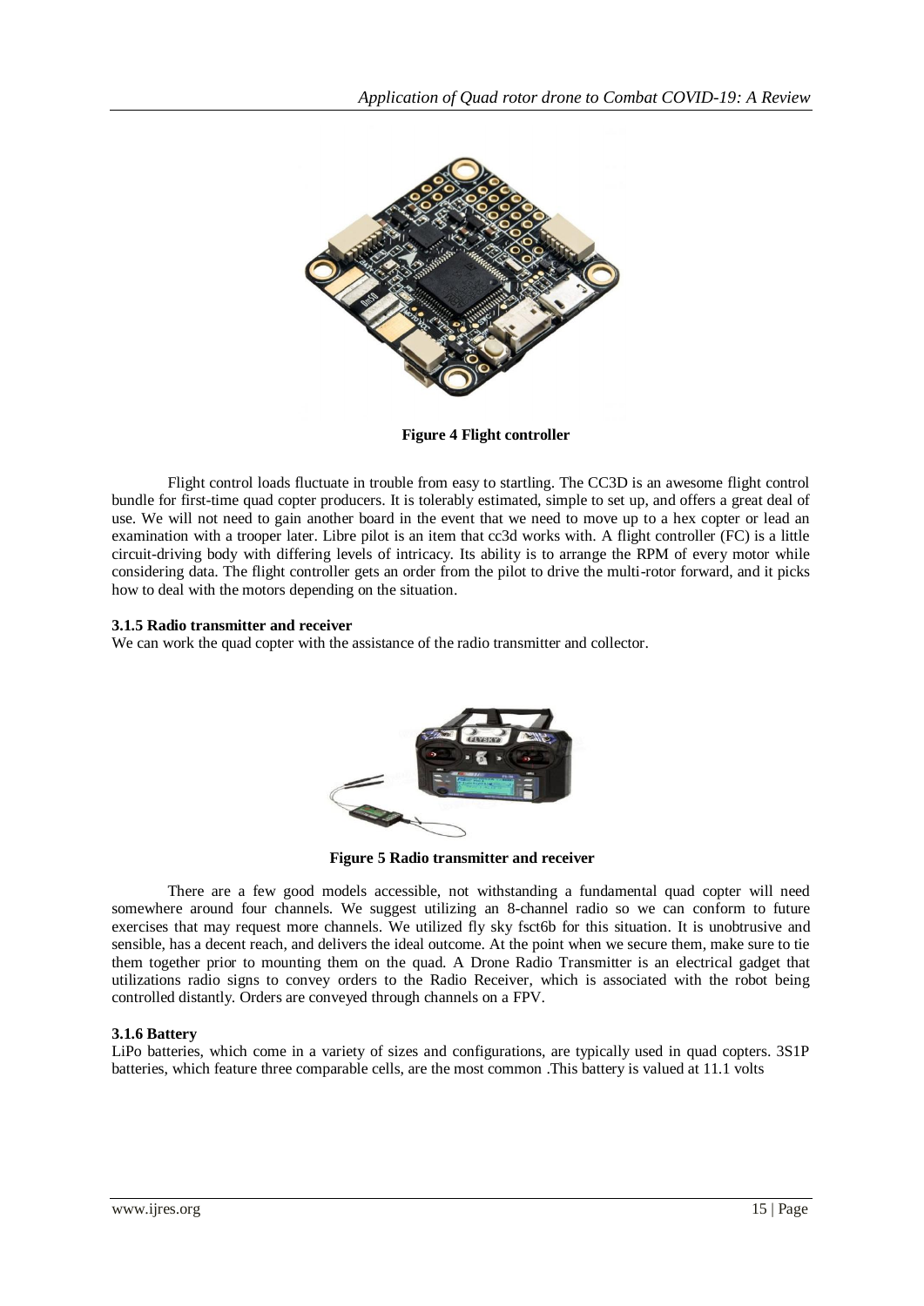**Figure 4 Flight controller**

Flight control loads fluctuate in trouble from easy to startling. The CC3D is an awesome flight control bundle for first-time quad copter producers. It is tolerably estimated, simple to set up, and offers a great deal of use. We will not need to gain another board in the event that we need to move up to a hex copter or lead an examination with a trooper later. Libre pilot is an item that cc3d works with. A flight controller (FC) is a little circuit-driving body with differing levels of intricacy. Its ability is to arrange the RPM of every motor while considering data. The flight controller gets an order from the pilot to drive the multi-rotor forward, and it picks how to deal with the motors depending on the situation.

### 3.1.5 Radio transmitter and receiver

We can work the quad copter with the assistance of the radio transmitter and collector.

**Figure 5 Radio transmitter and receiver**

There are a few good models accessible, not withstanding a fundamental quad copter will need somewhere around four channels. We suggest utilizing an 8-channel radio so we can conform to future exercises that may request more channels. We utilized fly sky fsct6b for this situation. It is unobtrusive and sensible, has a decent reach, and delivers the ideal outcome. At the point when we secure them, make sure to tie them together prior to mounting them on the quad. A Drone Radio Transmitter is an electrical gadget that utilizations radio signs to convey orders to the Radio Receiver, which is associated with the robot being controlled distantly. Orders are conveyed through channels on a FPV.

### 3.1.6 Battery

LiPo batteries, which come in a variety of sizes and configurations, are typically used in quad copters. 3S1P batteries, which feature three comparable cells, are the most common .This battery is valued at 11.1 volts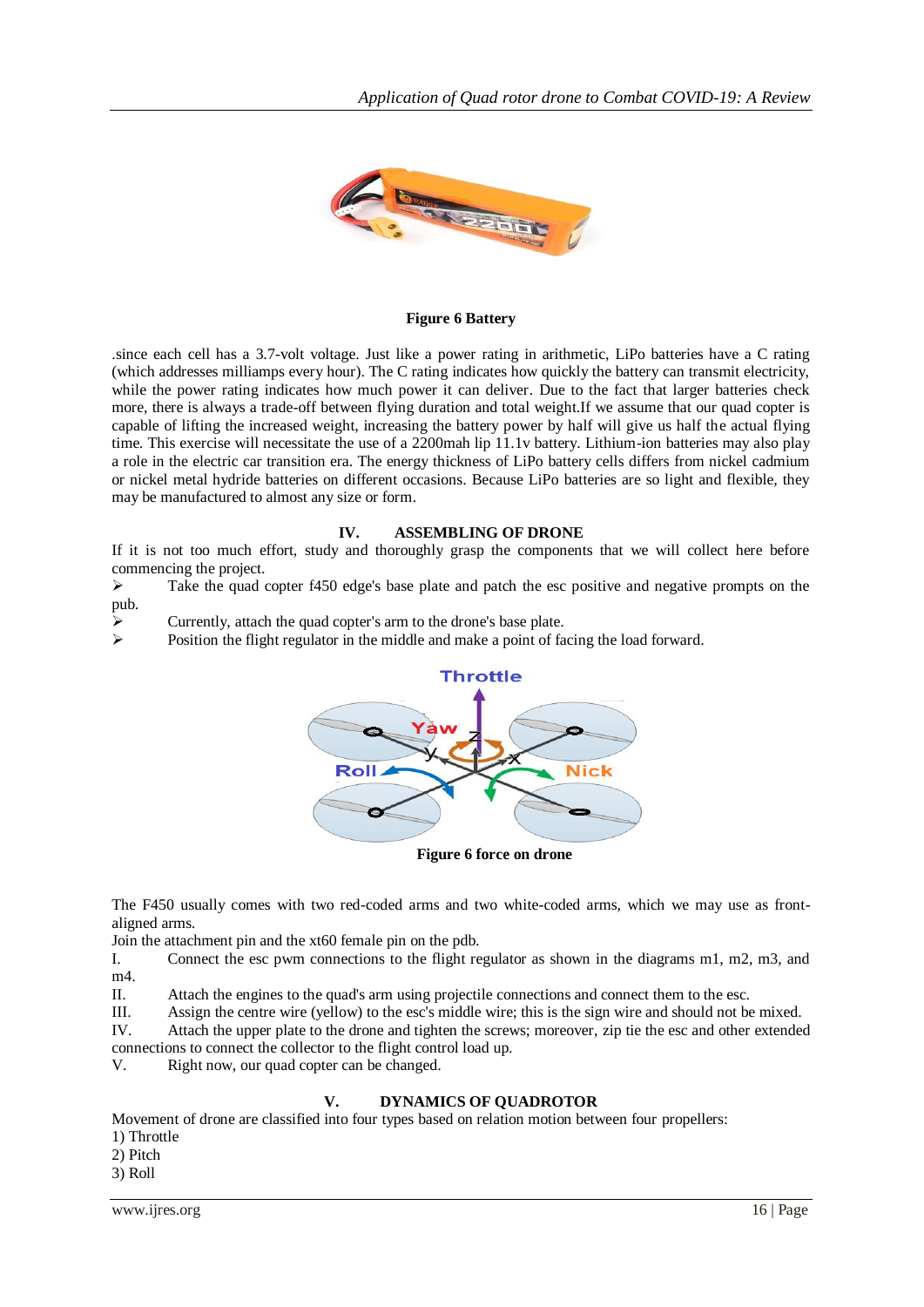**Figure 6 Battery**

.since each cell has a 3.7-volt voltage. Just like a power rating in arithmetic, LiPo batteries have a C rating (which addresses milliamps every hour). The C rating indicates how quickly the battery can transmit electricity, while the power rating indicates how much power it can deliver. Due to the fact that larger batteries check more, there is always a trade-off between flying duration and total weight.If we assume that our quad copter is capable of lifting the increased weight, increasing the battery power by half will give us half the actual flying time. This exercise will necessitate the use of a 2200mah lip 11.1v battery. Lithium-ion batteries may also play a role in the electric car transition era. The energy thickness of LiPo battery cells differs from nickel cadmium or nickel metal hydride batteries on different occasions. Because LiPo batteries are so light and flexible, they may be manufactured to almost any size or form.

## IV. ASSEMBLING OF DRONE

If it is not too much effort, study and thoroughly grasp the components that we will collect here before commencing the project.

- Take the quad copter f450 edge's base plate and patch the esc positive and negative prompts on the pub.
- Currently, attach the quad copter's arm to the drone's base plate.
- Position the flight regulator in the middle and make a point of facing the load forward.

**Figure 6 force on drone**

The F450 usually comes with two red-coded arms and two white-coded arms, which we may use as front-aligned arms.

Join the attachment pin and the xt60 female pin on the pdb.

I. Connect the esc pwm connections to the flight regulator as shown in the diagrams m1, m2, m3, and m4.

II. Attach the engines to the quad's arm using projectile connections and connect them to the esc.

III. Assign the centre wire (yellow) to the esc's middle wire; this is the sign wire and should not be mixed.

IV. Attach the upper plate to the drone and tighten the screws; moreover, zip tie the esc and other extended connections to connect the collector to the flight control load up.

V. Right now, our quad copter can be changed.

## V. DYNAMICS OF QUADROTOR

Movement of drone are classified into four types based on relation motion between four propellers:

1) Throttle
2) Pitch
3) Roll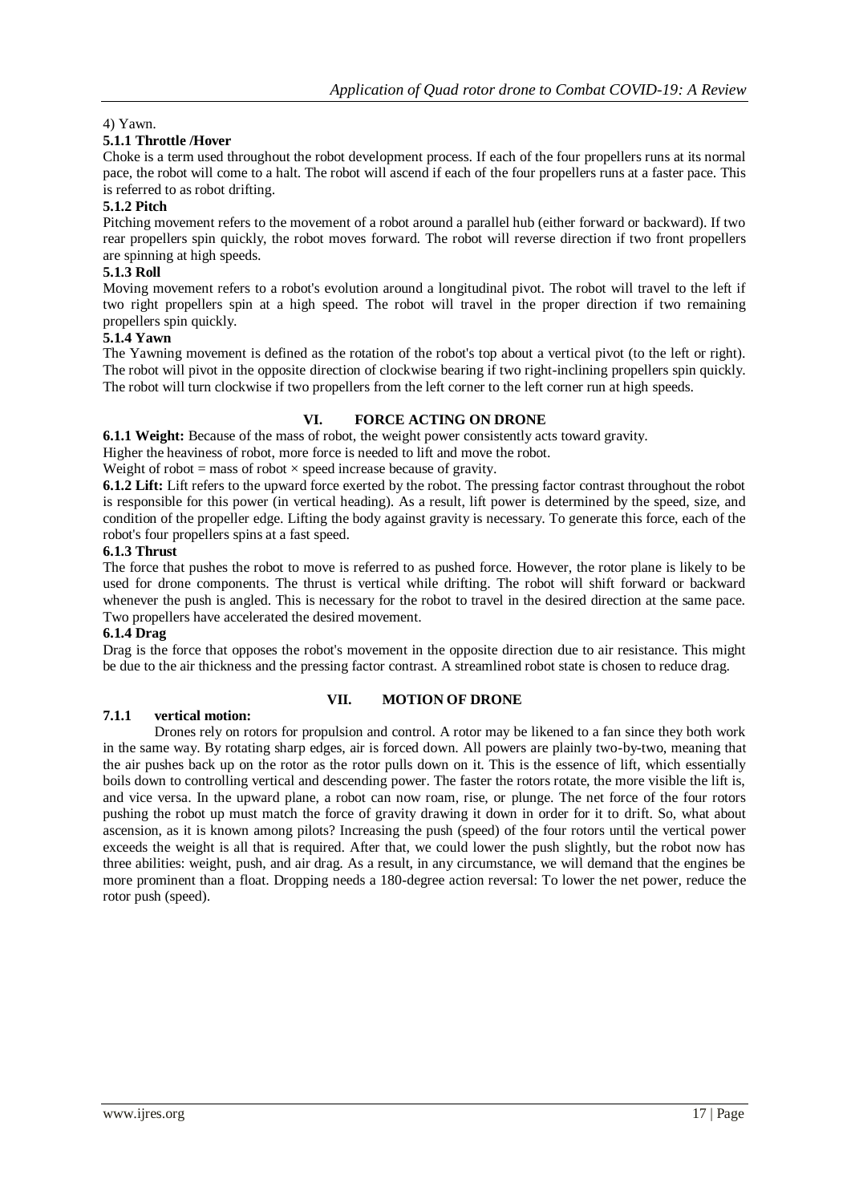4) Yawn.

### 5.1.1 Throttle /Hover

Choke is a term used throughout the robot development process. If each of the four propellers runs at its normal pace, the robot will come to a halt. The robot will ascend if each of the four propellers runs at a faster pace. This is referred to as robot drifting.

### 5.1.2 Pitch

Pitching movement refers to the movement of a robot around a parallel hub (either forward or backward). If two rear propellers spin quickly, the robot moves forward. The robot will reverse direction if two front propellers are spinning at high speeds.

### 5.1.3 Roll

Moving movement refers to a robot's evolution around a longitudinal pivot. The robot will travel to the left if two right propellers spin at a high speed. The robot will travel in the proper direction if two remaining propellers spin quickly.

### 5.1.4 Yawn

The Yawning movement is defined as the rotation of the robot's top about a vertical pivot (to the left or right). The robot will pivot in the opposite direction of clockwise bearing if two right-inclining propellers spin quickly. The robot will turn clockwise if two propellers from the left corner to the left corner run at high speeds.

## VI. FORCE ACTING ON DRONE

**6.1.1 Weight:** Because of the mass of robot, the weight power consistently acts toward gravity.

Higher the heaviness of robot, more force is needed to lift and move the robot.

Weight of robot = mass of robot × speed increase because of gravity.

**6.1.2 Lift:** Lift refers to the upward force exerted by the robot. The pressing factor contrast throughout the robot is responsible for this power (in vertical heading). As a result, lift power is determined by the speed, size, and condition of the propeller edge. Lifting the body against gravity is necessary. To generate this force, each of the robot's four propellers spins at a fast speed.

### 6.1.3 Thrust

The force that pushes the robot to move is referred to as pushed force. However, the rotor plane is likely to be used for drone components. The thrust is vertical while drifting. The robot will shift forward or backward whenever the push is angled. This is necessary for the robot to travel in the desired direction at the same pace. Two propellers have accelerated the desired movement.

### 6.1.4 Drag

Drag is the force that opposes the robot's movement in the opposite direction due to air resistance. This might be due to the air thickness and the pressing factor contrast. A streamlined robot state is chosen to reduce drag.

## VII. MOTION OF DRONE

### 7.1.1 vertical motion:

Drones rely on rotors for propulsion and control. A rotor may be likened to a fan since they both work in the same way. By rotating sharp edges, air is forced down. All powers are plainly two-by-two, meaning that the air pushes back up on the rotor as the rotor pulls down on it. This is the essence of lift, which essentially boils down to controlling vertical and descending power. The faster the rotors rotate, the more visible the lift is, and vice versa. In the upward plane, a robot can now roam, rise, or plunge. The net force of the four rotors pushing the robot up must match the force of gravity drawing it down in order for it to drift. So, what about ascension, as it is known among pilots? Increasing the push (speed) of the four rotors until the vertical power exceeds the weight is all that is required. After that, we could lower the push slightly, but the robot now has three abilities: weight, push, and air drag. As a result, in any circumstance, we will demand that the engines be more prominent than a float. Dropping needs a 180-degree action reversal: To lower the net power, reduce the rotor push (speed).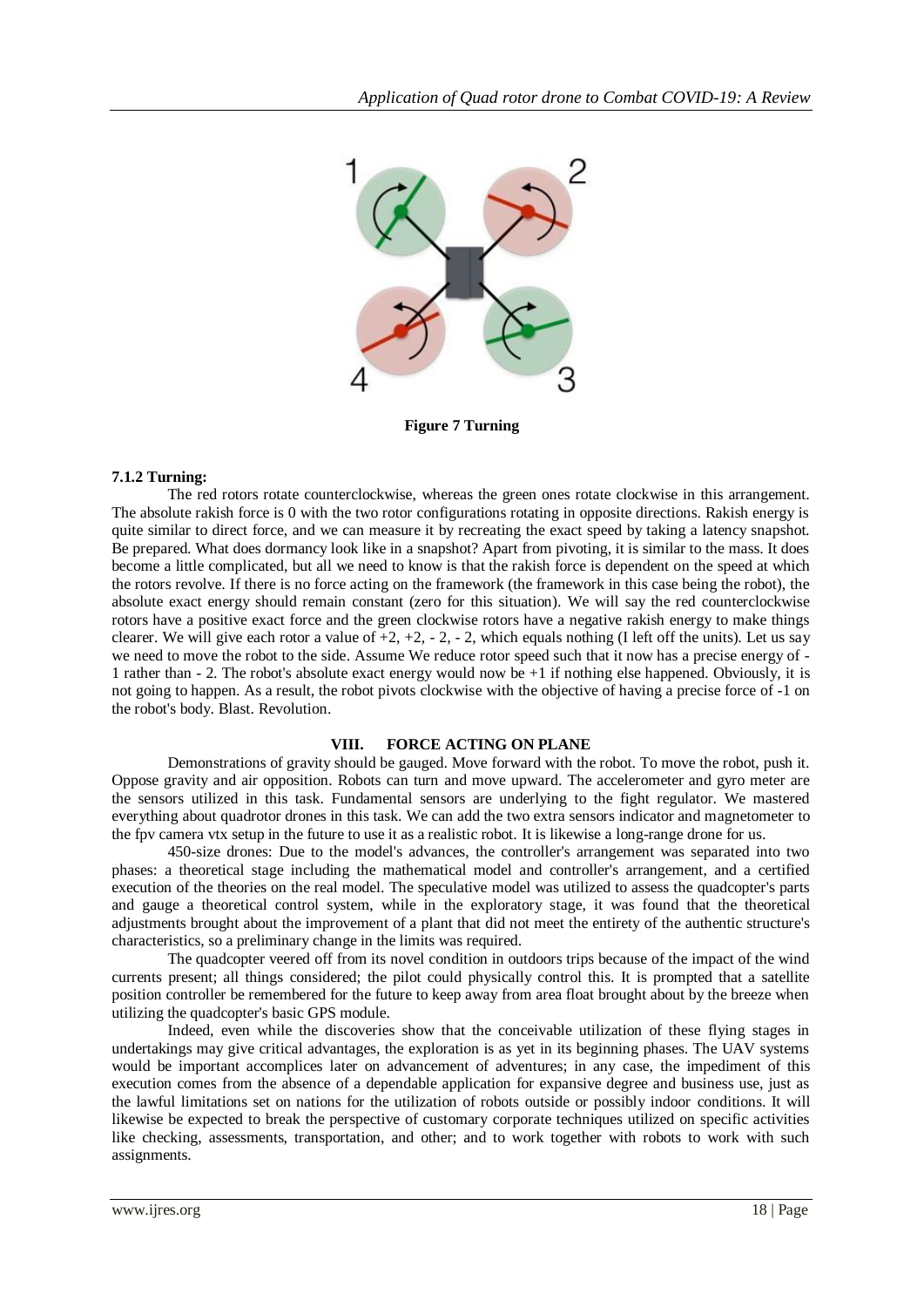**Figure 7 Turning**

### 7.1.2 Turning:

The red rotors rotate counterclockwise, whereas the green ones rotate clockwise in this arrangement. The absolute rakish force is 0 with the two rotor configurations rotating in opposite directions. Rakish energy is quite similar to direct force, and we can measure it by recreating the exact speed by taking a latency snapshot. Be prepared. What does dormancy look like in a snapshot? Apart from pivoting, it is similar to the mass. It does become a little complicated, but all we need to know is that the rakish force is dependent on the speed at which the rotors revolve. If there is no force acting on the framework (the framework in this case being the robot), the absolute exact energy should remain constant (zero for this situation). We will say the red counterclockwise rotors have a positive exact force and the green clockwise rotors have a negative rakish energy to make things clearer. We will give each rotor a value of +2, +2, - 2, - 2, which equals nothing (I left off the units). Let us say we need to move the robot to the side. Assume We reduce rotor speed such that it now has a precise energy of - 1 rather than - 2. The robot's absolute exact energy would now be +1 if nothing else happened. Obviously, it is not going to happen. As a result, the robot pivots clockwise with the objective of having a precise force of -1 on the robot's body. Blast. Revolution.

## VIII. FORCE ACTING ON PLANE

Demonstrations of gravity should be gauged. Move forward with the robot. To move the robot, push it. Oppose gravity and air opposition. Robots can turn and move upward. The accelerometer and gyro meter are the sensors utilized in this task. Fundamental sensors are underlying to the fight regulator. We mastered everything about quadrotor drones in this task. We can add the two extra sensors indicator and magnetometer to the fpv camera vtx setup in the future to use it as a realistic robot. It is likewise a long-range drone for us.

450-size drones: Due to the model's advances, the controller's arrangement was separated into two phases: a theoretical stage including the mathematical model and controller's arrangement, and a certified execution of the theories on the real model. The speculative model was utilized to assess the quadcopter's parts and gauge a theoretical control system, while in the exploratory stage, it was found that the theoretical adjustments brought about the improvement of a plant that did not meet the entirety of the authentic structure's characteristics, so a preliminary change in the limits was required.

The quadcopter veered off from its novel condition in outdoors trips because of the impact of the wind currents present; all things considered; the pilot could physically control this. It is prompted that a satellite position controller be remembered for the future to keep away from area float brought about by the breeze when utilizing the quadcopter's basic GPS module.

Indeed, even while the discoveries show that the conceivable utilization of these flying stages in undertakings may give critical advantages, the exploration is as yet in its beginning phases. The UAV systems would be important accomplices later on advancement of adventures; in any case, the impediment of this execution comes from the absence of a dependable application for expansive degree and business use, just as the lawful limitations set on nations for the utilization of robots outside or possibly indoor conditions. It will likewise be expected to break the perspective of customary corporate techniques utilized on specific activities like checking, assessments, transportation, and other; and to work together with robots to work with such assignments.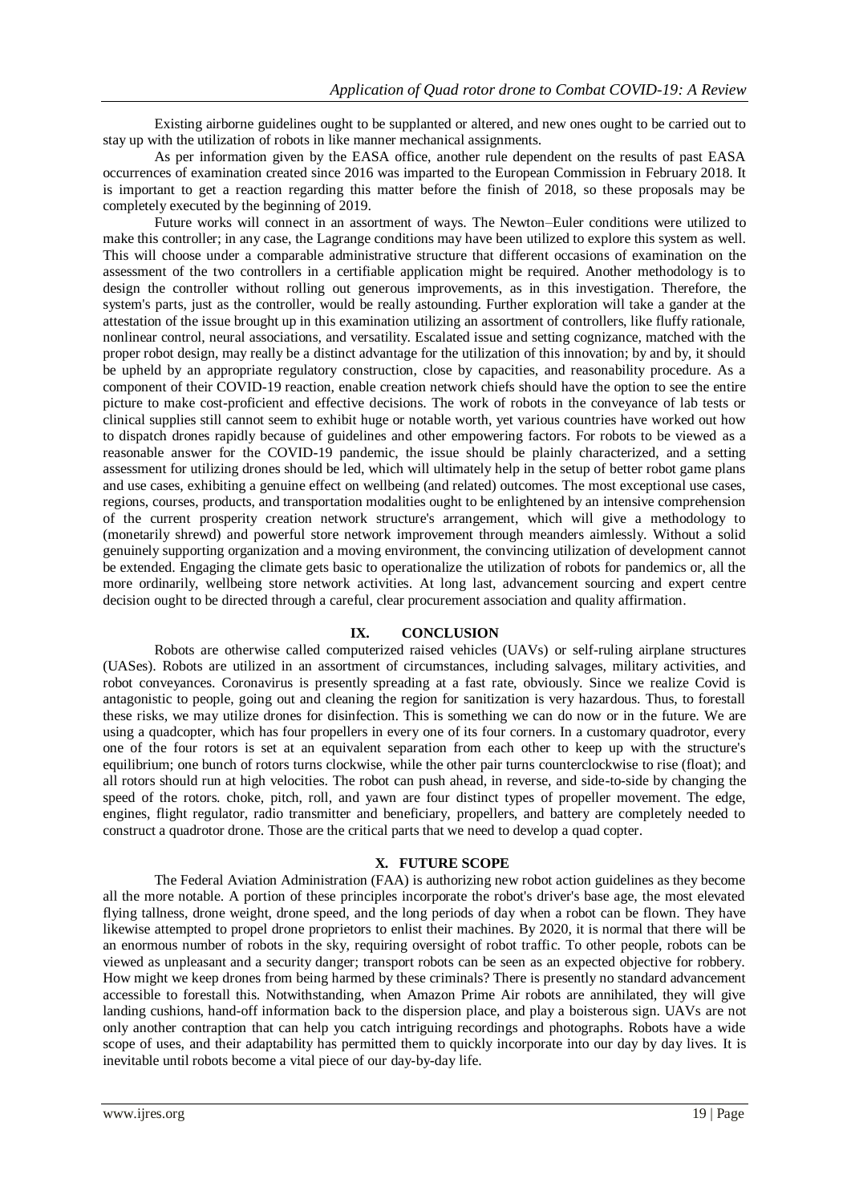Existing airborne guidelines ought to be supplanted or altered, and new ones ought to be carried out to stay up with the utilization of robots in like manner mechanical assignments.

As per information given by the EASA office, another rule dependent on the results of past EASA occurrences of examination created since 2016 was imparted to the European Commission in February 2018. It is important to get a reaction regarding this matter before the finish of 2018, so these proposals may be completely executed by the beginning of 2019.

Future works will connect in an assortment of ways. The Newton–Euler conditions were utilized to make this controller; in any case, the Lagrange conditions may have been utilized to explore this system as well. This will choose under a comparable administrative structure that different occasions of examination on the assessment of the two controllers in a certifiable application might be required. Another methodology is to design the controller without rolling out generous improvements, as in this investigation. Therefore, the system's parts, just as the controller, would be really astounding. Further exploration will take a gander at the attestation of the issue brought up in this examination utilizing an assortment of controllers, like fluffy rationale, nonlinear control, neural associations, and versatility. Escalated issue and setting cognizance, matched with the proper robot design, may really be a distinct advantage for the utilization of this innovation; by and by, it should be upheld by an appropriate regulatory construction, close by capacities, and reasonability procedure. As a component of their COVID-19 reaction, enable creation network chiefs should have the option to see the entire picture to make cost-proficient and effective decisions. The work of robots in the conveyance of lab tests or clinical supplies still cannot seem to exhibit huge or notable worth, yet various countries have worked out how to dispatch drones rapidly because of guidelines and other empowering factors. For robots to be viewed as a reasonable answer for the COVID-19 pandemic, the issue should be plainly characterized, and a setting assessment for utilizing drones should be led, which will ultimately help in the setup of better robot game plans and use cases, exhibiting a genuine effect on wellbeing (and related) outcomes. The most exceptional use cases, regions, courses, products, and transportation modalities ought to be enlightened by an intensive comprehension of the current prosperity creation network structure's arrangement, which will give a methodology to (monetarily shrewd) and powerful store network improvement through meanders aimlessly. Without a solid genuinely supporting organization and a moving environment, the convincing utilization of development cannot be extended. Engaging the climate gets basic to operationalize the utilization of robots for pandemics or, all the more ordinarily, wellbeing store network activities. At long last, advancement sourcing and expert centre decision ought to be directed through a careful, clear procurement association and quality affirmation.

## IX. CONCLUSION

Robots are otherwise called computerized raised vehicles (UAVs) or self-ruling airplane structures (UASes). Robots are utilized in an assortment of circumstances, including salvages, military activities, and robot conveyances. Coronavirus is presently spreading at a fast rate, obviously. Since we realize Covid is antagonistic to people, going out and cleaning the region for sanitization is very hazardous. Thus, to forestall these risks, we may utilize drones for disinfection. This is something we can do now or in the future. We are using a quadcopter, which has four propellers in every one of its four corners. In a customary quadrotor, every one of the four rotors is set at an equivalent separation from each other to keep up with the structure's equilibrium; one bunch of rotors turns clockwise, while the other pair turns counterclockwise to rise (float); and all rotors should run at high velocities. The robot can push ahead, in reverse, and side-to-side by changing the speed of the rotors. choke, pitch, roll, and yawn are four distinct types of propeller movement. The edge, engines, flight regulator, radio transmitter and beneficiary, propellers, and battery are completely needed to construct a quadrotor drone. Those are the critical parts that we need to develop a quad copter.

## X. FUTURE SCOPE

The Federal Aviation Administration (FAA) is authorizing new robot action guidelines as they become all the more notable. A portion of these principles incorporate the robot's driver's base age, the most elevated flying tallness, drone weight, drone speed, and the long periods of day when a robot can be flown. They have likewise attempted to propel drone proprietors to enlist their machines. By 2020, it is normal that there will be an enormous number of robots in the sky, requiring oversight of robot traffic. To other people, robots can be viewed as unpleasant and a security danger; transport robots can be seen as an expected objective for robbery. How might we keep drones from being harmed by these criminals? There is presently no standard advancement accessible to forestall this. Notwithstanding, when Amazon Prime Air robots are annihilated, they will give landing cushions, hand-off information back to the dispersion place, and play a boisterous sign. UAVs are not only another contraption that can help you catch intriguing recordings and photographs. Robots have a wide scope of uses, and their adaptability has permitted them to quickly incorporate into our day by day lives. It is inevitable until robots become a vital piece of our day-by-day life.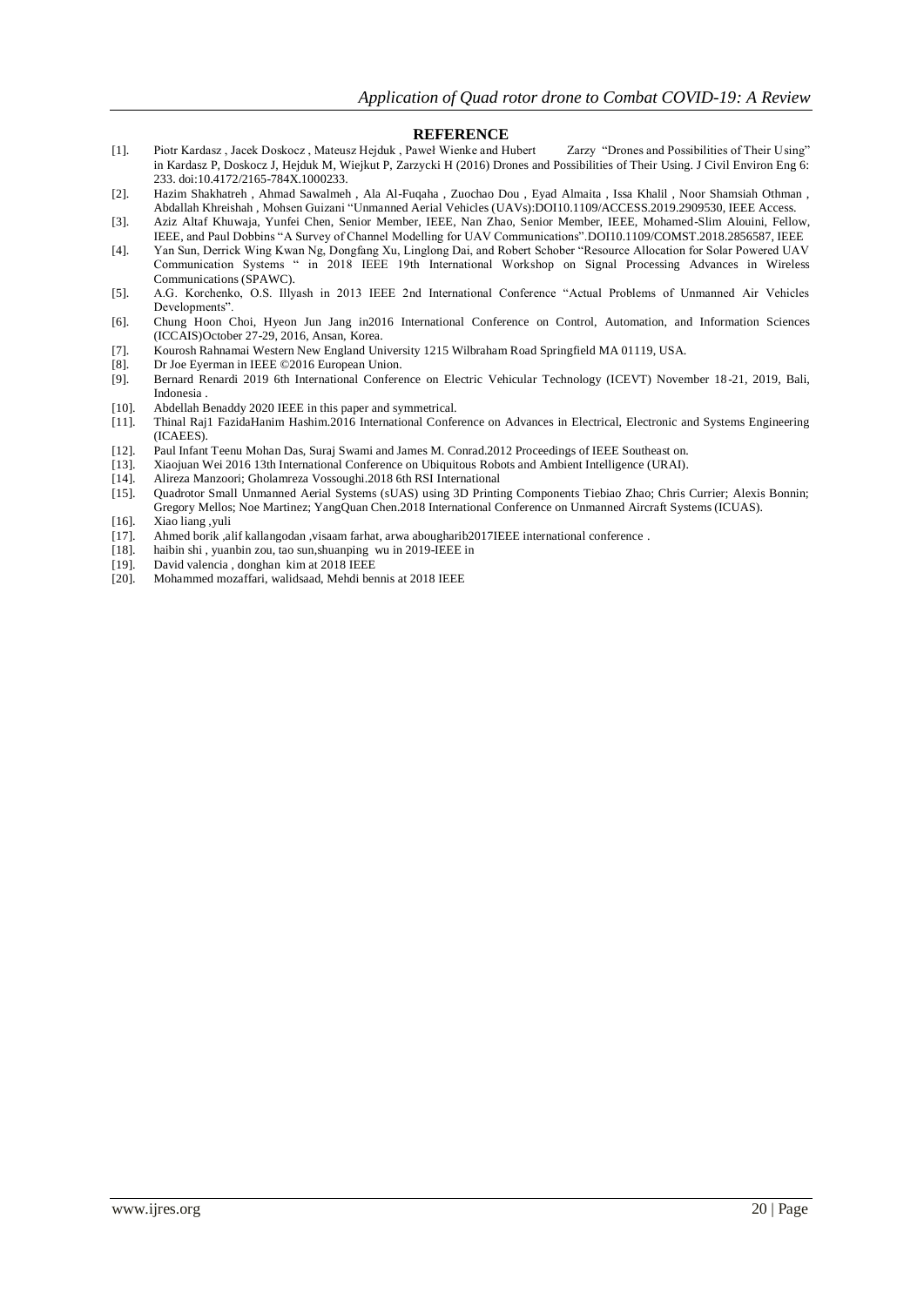## REFERENCE

[1]. Piotr Kardasz , Jacek Doskocz , Mateusz Hejduk , Paweł Wienke and Hubert Zarzy "Drones and Possibilities of Their Using" in Kardasz P, Doskocz J, Hejduk M, Wiejkut P, Zarzycki H (2016) Drones and Possibilities of Their Using. J Civil Environ Eng 6: 233. doi:10.4172/2165-784X.1000233.

[2]. Hazim Shakhatreh , Ahmad Sawalmeh , Ala Al-Fuqaha , Zuochao Dou , Eyad Almaita , Issa Khalil , Noor Shamsiah Othman , Abdallah Khreishah , Mohsen Guizani "Unmanned Aerial Vehicles (UAVs):DOI10.1109/ACCESS.2019.2909530, IEEE Access.

[3]. Aziz Altaf Khuwaja, Yunfei Chen, Senior Member, IEEE, Nan Zhao, Senior Member, IEEE, Mohamed-Slim Alouini, Fellow, IEEE, and Paul Dobbins "A Survey of Channel Modelling for UAV Communications".DOI10.1109/COMST.2018.2856587, IEEE

[4]. Yan Sun, Derrick Wing Kwan Ng, Dongfang Xu, Linglong Dai, and Robert Schober "Resource Allocation for Solar Powered UAV Communication Systems " in 2018 IEEE 19th International Workshop on Signal Processing Advances in Wireless Communications (SPAWC).

[5]. A.G. Korchenko, O.S. Illyash in 2013 IEEE 2nd International Conference "Actual Problems of Unmanned Air Vehicles Developments".

[6]. Chung Hoon Choi, Hyeon Jun Jang in2016 International Conference on Control, Automation, and Information Sciences (ICCAIS)October 27-29, 2016, Ansan, Korea.

[7]. Kourosh Rahnamai Western New England University 1215 Wilbraham Road Springfield MA 01119, USA.

[8]. Dr Joe Eyerman in IEEE ©2016 European Union.

[9]. Bernard Renardi 2019 6th International Conference on Electric Vehicular Technology (ICEVT) November 18-21, 2019, Bali, Indonesia .

[10]. Abdellah Benaddy 2020 IEEE in this paper and symmetrical.

[11]. Thinal Raj1 FazidaHanim Hashim.2016 International Conference on Advances in Electrical, Electronic and Systems Engineering (ICAEES).

[12]. Paul Infant Teenu Mohan Das, Suraj Swami and James M. Conrad.2012 Proceedings of IEEE Southeast on.

[13]. Xiaojuan Wei 2016 13th International Conference on Ubiquitous Robots and Ambient Intelligence (URAI).

[14]. Alireza Manzoori; Gholamreza Vossoughi.2018 6th RSI International

[15]. Quadrotor Small Unmanned Aerial Systems (sUAS) using 3D Printing Components Tiebiao Zhao; Chris Currier; Alexis Bonnin; Gregory Mellos; Noe Martinez; YangQuan Chen.2018 International Conference on Unmanned Aircraft Systems (ICUAS).

[16]. Xiao liang ,yuli

[17]. Ahmed borik ,alif kallangodan ,visaam farhat, arwa abougharib2017IEEE international conference .

[18]. haibin shi , yuanbin zou, tao sun,shuanping wu in 2019-IEEE in

[19]. David valencia , donghan kim at 2018 IEEE

[20]. Mohammed mozaffari, walidsaad, Mehdi bennis at 2018 IEEE